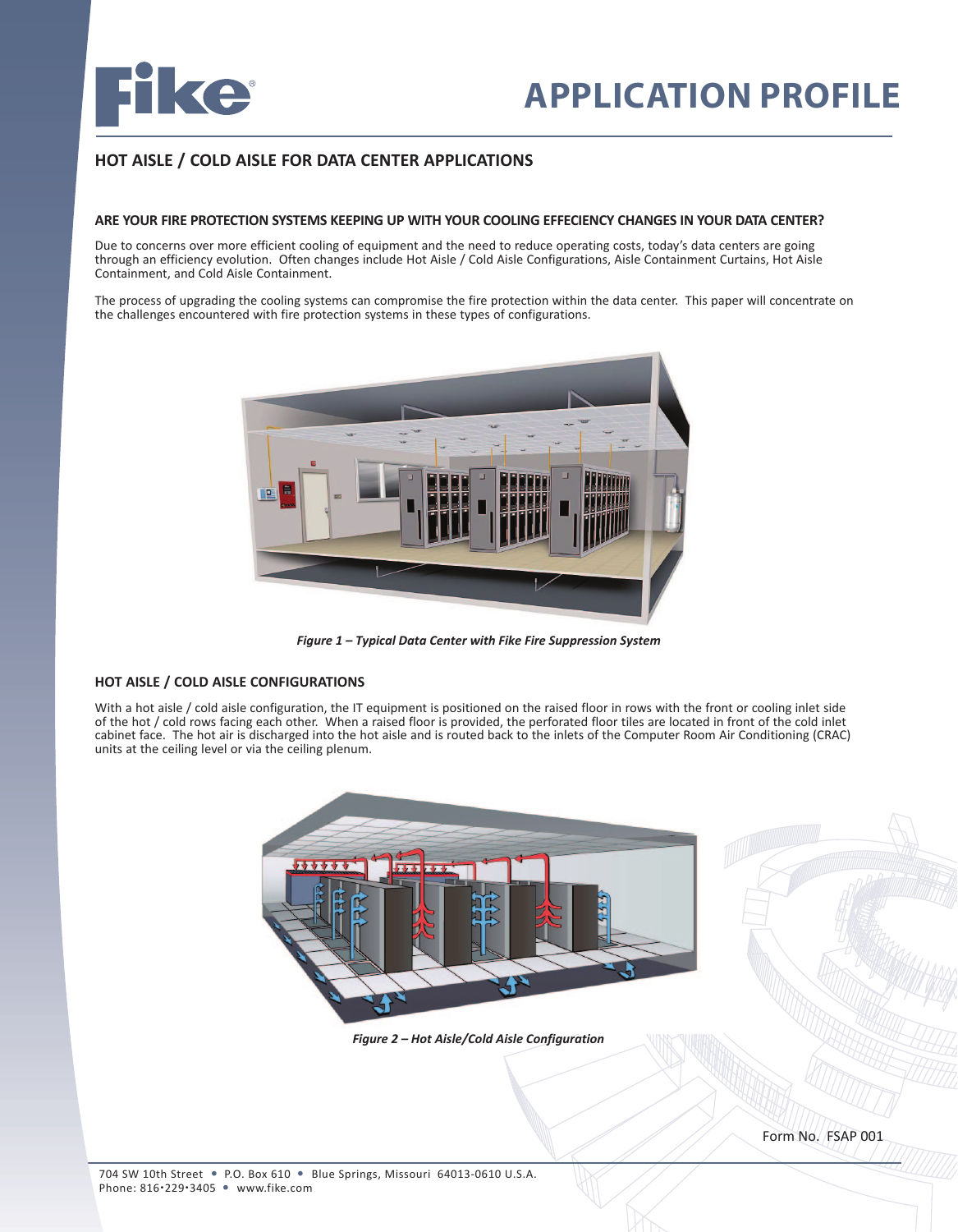# APPLICATION PROFILE

## HOT AISLE / COLD AISLE FOR DATA CENTER APPLICATIONS

### ARE YOUR FIRE PROTECTION SYSTEMS KEEPING UP WITH YOUR COOLING EFFECIENCY CHANGES IN YOUR DATA CENTER?

Due to concerns over more efficient cooling of equipment and the need to reduce operating costs, today's data centers are going through an efficiency evolution. Often changes include Hot Aisle / Cold Aisle Configurations, Aisle Containment Curtains, Hot Aisle Containment, and Cold Aisle Containment.

The process of upgrading the cooling systems can compromise the fire protection within the data center. This paper will concentrate on the challenges encountered with fire protection systems in these types of configurations.

*Figure 1 – Typical Data Center with Fike Fire Suppression System*

### HOT AISLE / COLD AISLE CONFIGURATIONS

With a hot aisle / cold aisle configuration, the IT equipment is positioned on the raised floor in rows with the front or cooling inlet side of the hot / cold rows facing each other. When a raised floor is provided, the perforated floor tiles are located in front of the cold inlet cabinet face. The hot air is discharged into the hot aisle and is routed back to the inlets of the Computer Room Air Conditioning (CRAC) units at the ceiling level or via the ceiling plenum.

*Figure 2 – Hot Aisle/Cold Aisle Configuration*

Form No. FSAP 001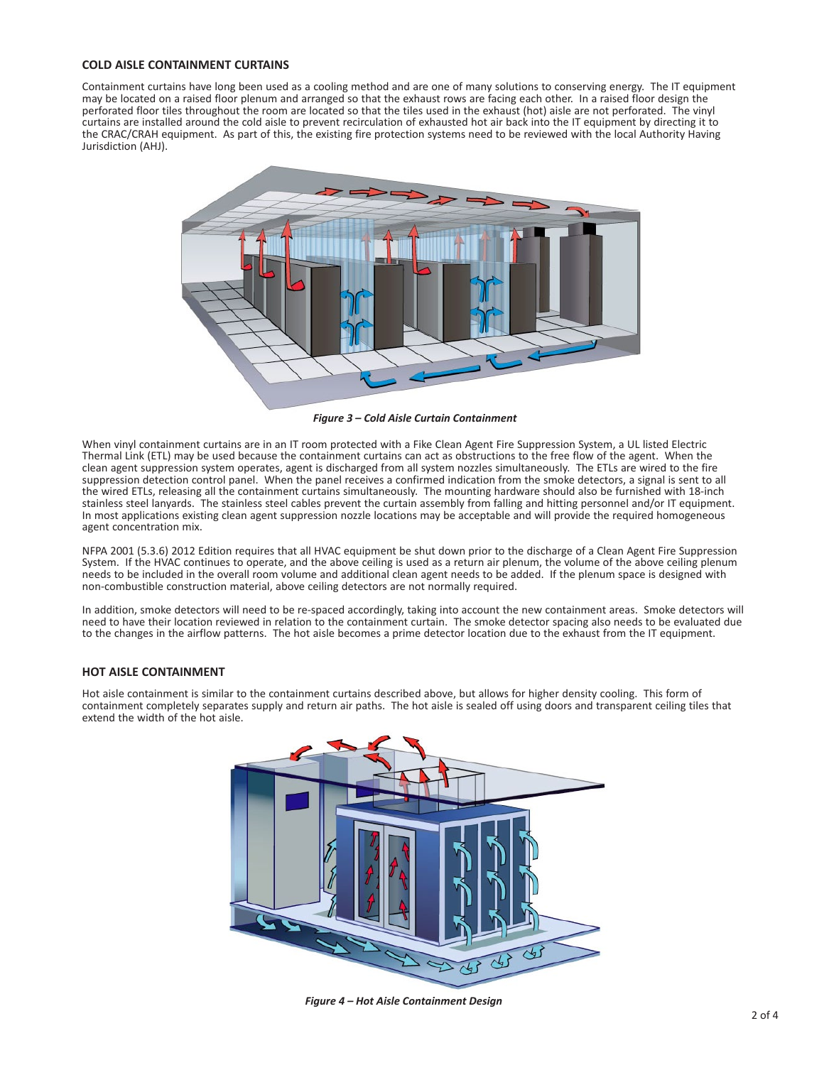## COLD AISLE CONTAINMENT CURTAINS

Containment curtains have long been used as a cooling method and are one of many solutions to conserving energy. The IT equipment may be located on a raised floor plenum and arranged so that the exhaust rows are facing each other. In a raised floor design the perforated floor tiles throughout the room are located so that the tiles used in the exhaust (hot) aisle are not perforated. The vinyl curtains are installed around the cold aisle to prevent recirculation of exhausted hot air back into the IT equipment by directing it to the CRAC/CRAH equipment. As part of this, the existing fire protection systems need to be reviewed with the local Authority Having Jurisdiction (AHJ).

***Figure 3 – Cold Aisle Curtain Containment***

When vinyl containment curtains are in an IT room protected with a Fike Clean Agent Fire Suppression System, a UL listed Electric Thermal Link (ETL) may be used because the containment curtains can act as obstructions to the free flow of the agent. When the clean agent suppression system operates, agent is discharged from all system nozzles simultaneously. The ETLs are wired to the fire suppression detection control panel. When the panel receives a confirmed indication from the smoke detectors, a signal is sent to all the wired ETLs, releasing all the containment curtains simultaneously. The mounting hardware should also be furnished with 18-inch stainless steel lanyards. The stainless steel cables prevent the curtain assembly from falling and hitting personnel and/or IT equipment. In most applications existing clean agent suppression nozzle locations may be acceptable and will provide the required homogeneous agent concentration mix.

NFPA 2001 (5.3.6) 2012 Edition requires that all HVAC equipment be shut down prior to the discharge of a Clean Agent Fire Suppression System. If the HVAC continues to operate, and the above ceiling is used as a return air plenum, the volume of the above ceiling plenum needs to be included in the overall room volume and additional clean agent needs to be added. If the plenum space is designed with non-combustible construction material, above ceiling detectors are not normally required.

In addition, smoke detectors will need to be re-spaced accordingly, taking into account the new containment areas. Smoke detectors will need to have their location reviewed in relation to the containment curtain. The smoke detector spacing also needs to be evaluated due to the changes in the airflow patterns. The hot aisle becomes a prime detector location due to the exhaust from the IT equipment.

## HOT AISLE CONTAINMENT

Hot aisle containment is similar to the containment curtains described above, but allows for higher density cooling. This form of containment completely separates supply and return air paths. The hot aisle is sealed off using doors and transparent ceiling tiles that extend the width of the hot aisle.

***Figure 4 – Hot Aisle Containment Design***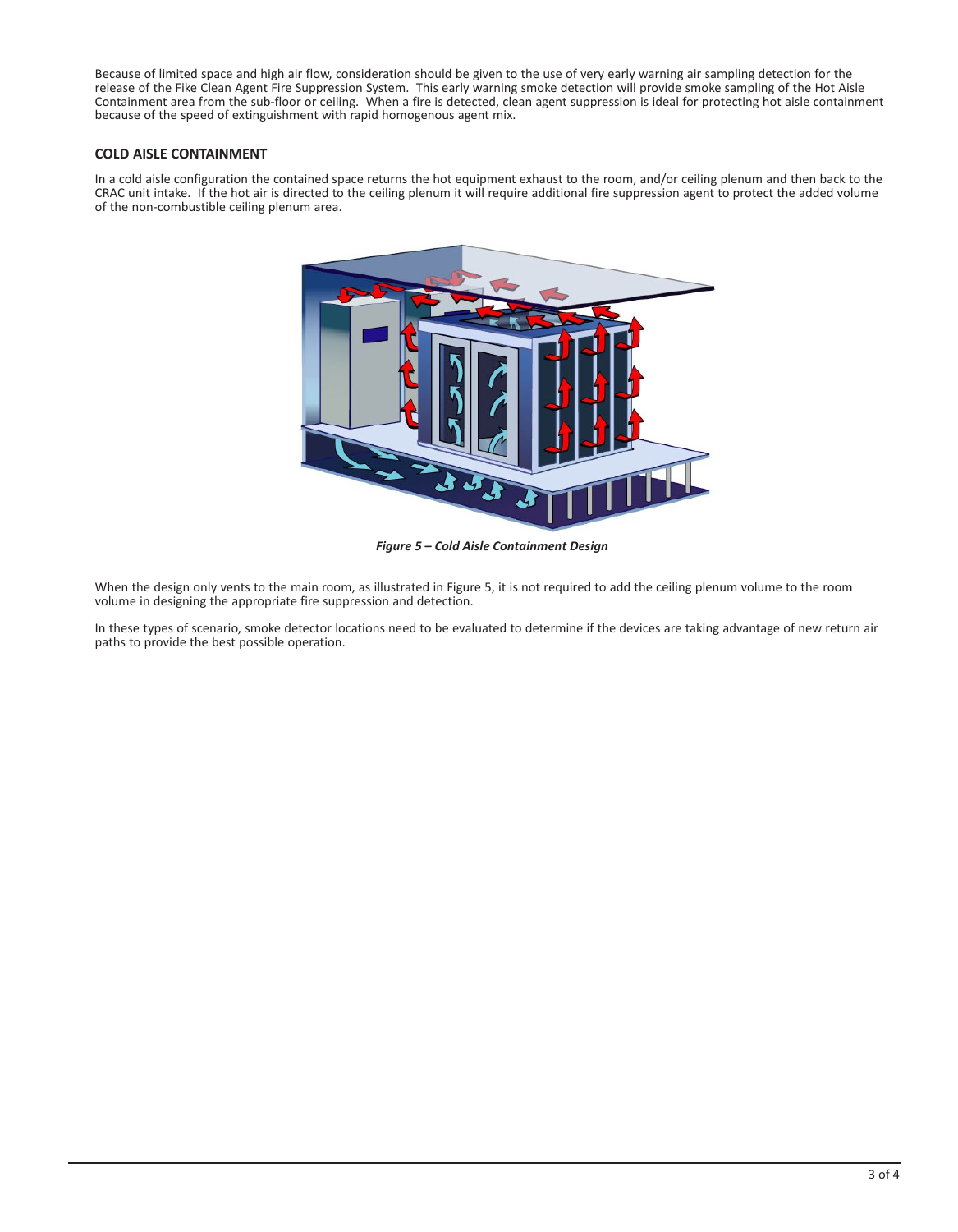Because of limited space and high air flow, consideration should be given to the use of very early warning air sampling detection for the release of the Fike Clean Agent Fire Suppression System. This early warning smoke detection will provide smoke sampling of the Hot Aisle Containment area from the sub-floor or ceiling. When a fire is detected, clean agent suppression is ideal for protecting hot aisle containment because of the speed of extinguishment with rapid homogenous agent mix.

### COLD AISLE CONTAINMENT

In a cold aisle configuration the contained space returns the hot equipment exhaust to the room, and/or ceiling plenum and then back to the CRAC unit intake. If the hot air is directed to the ceiling plenum it will require additional fire suppression agent to protect the added volume of the non-combustible ceiling plenum area.

***Figure 5 – Cold Aisle Containment Design***

When the design only vents to the main room, as illustrated in Figure 5, it is not required to add the ceiling plenum volume to the room volume in designing the appropriate fire suppression and detection.

In these types of scenario, smoke detector locations need to be evaluated to determine if the devices are taking advantage of new return air paths to provide the best possible operation.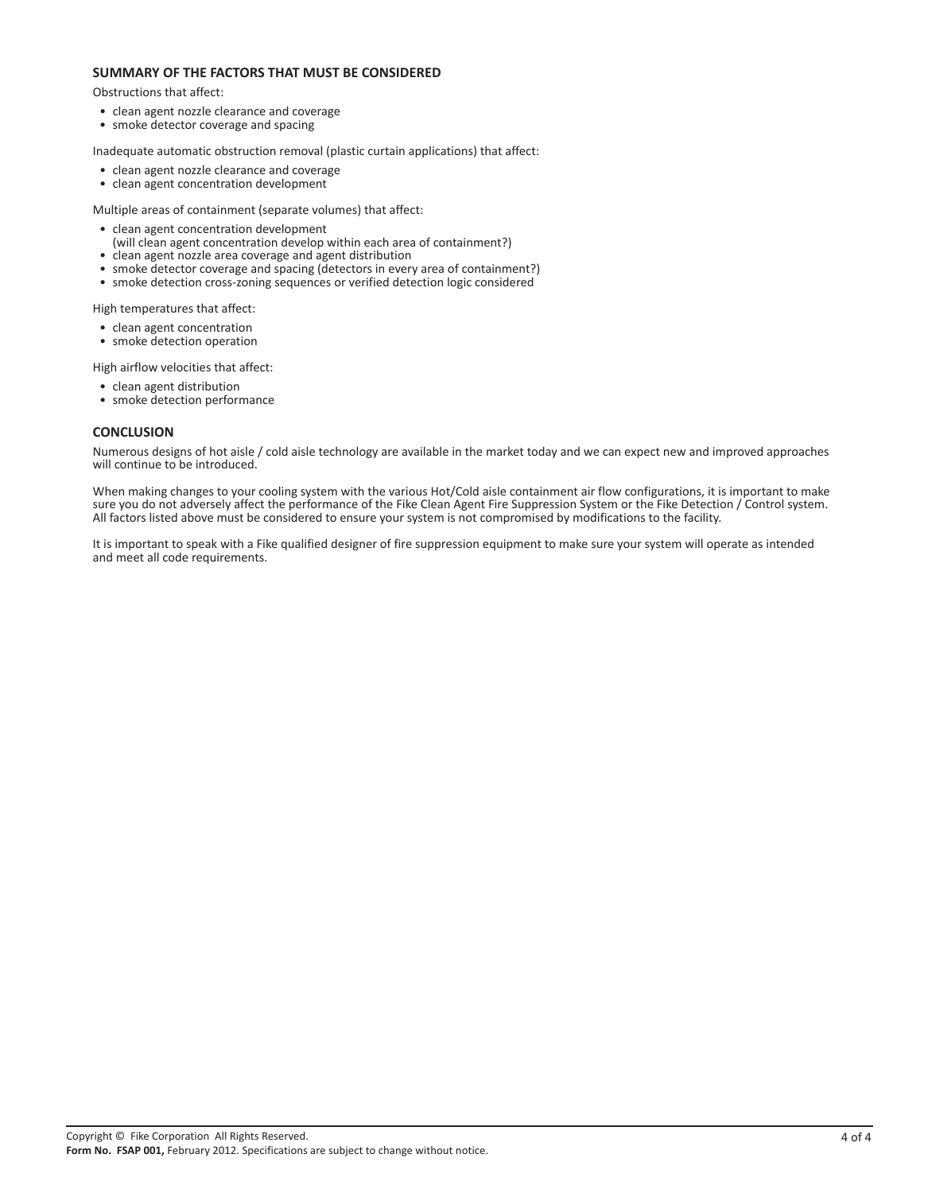## SUMMARY OF THE FACTORS THAT MUST BE CONSIDERED

Obstructions that affect:

- clean agent nozzle clearance and coverage
- smoke detector coverage and spacing

Inadequate automatic obstruction removal (plastic curtain applications) that affect:

- clean agent nozzle clearance and coverage
- clean agent concentration development

Multiple areas of containment (separate volumes) that affect:

- clean agent concentration development
  (will clean agent concentration develop within each area of containment?)
- clean agent nozzle area coverage and agent distribution
- smoke detector coverage and spacing (detectors in every area of containment?)
- smoke detection cross-zoning sequences or verified detection logic considered

High temperatures that affect:

- clean agent concentration
- smoke detection operation

High airflow velocities that affect:

- clean agent distribution
- smoke detection performance

## CONCLUSION

Numerous designs of hot aisle / cold aisle technology are available in the market today and we can expect new and improved approaches will continue to be introduced.

When making changes to your cooling system with the various Hot/Cold aisle containment air flow configurations, it is important to make sure you do not adversely affect the performance of the Fike Clean Agent Fire Suppression System or the Fike Detection / Control system. All factors listed above must be considered to ensure your system is not compromised by modifications to the facility.

It is important to speak with a Fike qualified designer of fire suppression equipment to make sure your system will operate as intended and meet all code requirements.

Copyright © Fike Corporation All Rights Reserved.
**Form No. FSAP 001,** February 2012. Specifications are subject to change without notice.